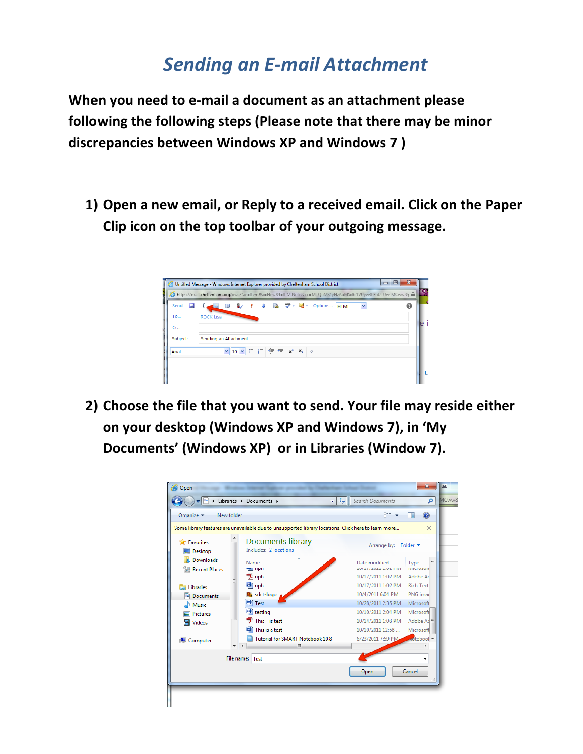# *Sending an E-mail Attachment*

**When you need to e-mail a document as an attachment please following the following steps (Please note that there may be minor discrepancies between Windows XP and Windows 7 )**

1) **Open a new email, or Reply to a received email. Click on the Paper Clip icon on the top toolbar of your outgoing message.**

2) **Choose the file that you want to send. Your file may reside either on your desktop (Windows XP and Windows 7), in 'My Documents' (Windows XP) or in Libraries (Window 7).**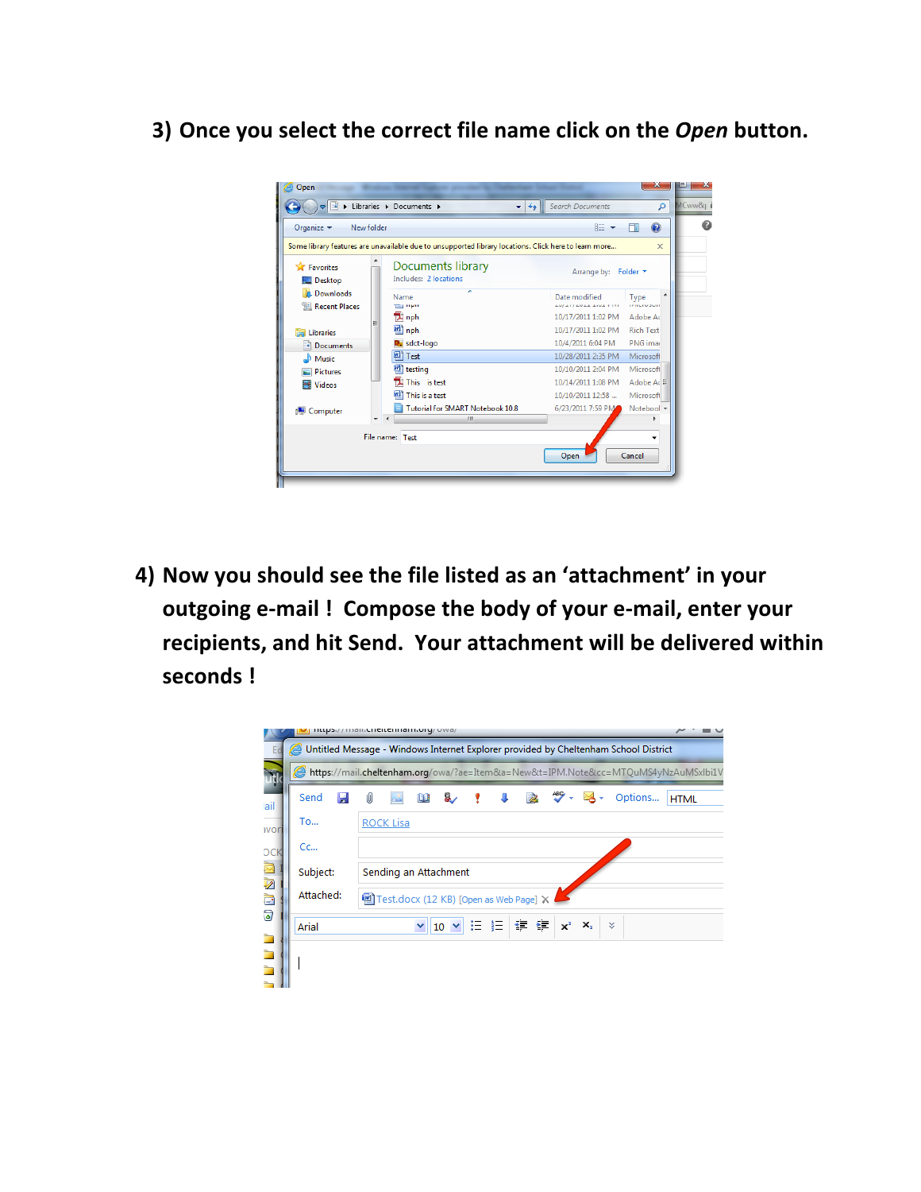3) Once you select the correct file name click on the *Open* button.

4) Now you should see the file listed as an 'attachment' in your outgoing e-mail ! Compose the body of your e-mail, enter your recipients, and hit Send. Your attachment will be delivered within seconds !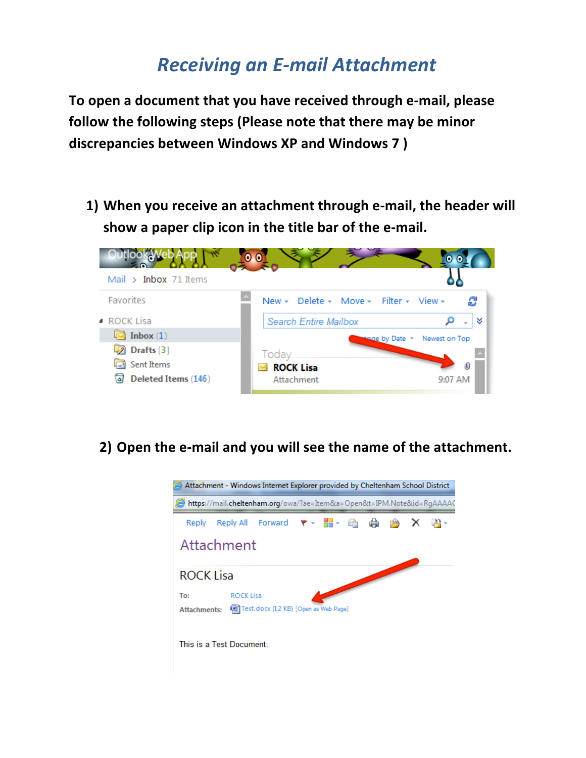# *Receiving an E-mail Attachment*

**To open a document that you have received through e-mail, please follow the following steps (Please note that there may be minor discrepancies between Windows XP and Windows 7 )**

1) **When you receive an attachment through e-mail, the header will show a paper clip icon in the title bar of the e-mail.**

2) **Open the e-mail and you will see the name of the attachment.**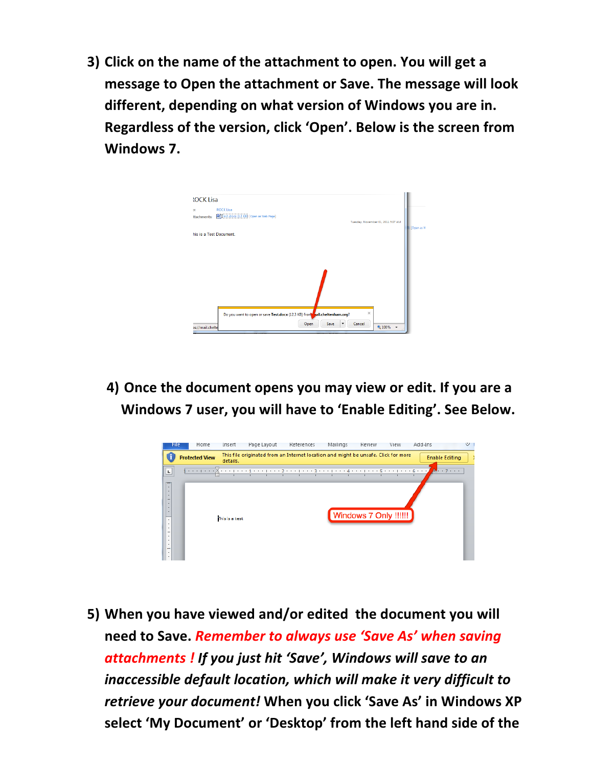3) **Click on the name of the attachment to open. You will get a message to Open the attachment or Save. The message will look different, depending on what version of Windows you are in. Regardless of the version, click 'Open'. Below is the screen from Windows 7.**

4) **Once the document opens you may view or edit. If you are a Windows 7 user, you will have to 'Enable Editing'. See Below.**

5) **When you have viewed and/or edited the document you will need to Save.** ***Remember to always use 'Save As' when saving attachments !*** ***If you just hit 'Save', Windows will save to an inaccessible default location, which will make it very difficult to retrieve your document!*** **When you click 'Save As' in Windows XP select 'My Document' or 'Desktop' from the left hand side of the**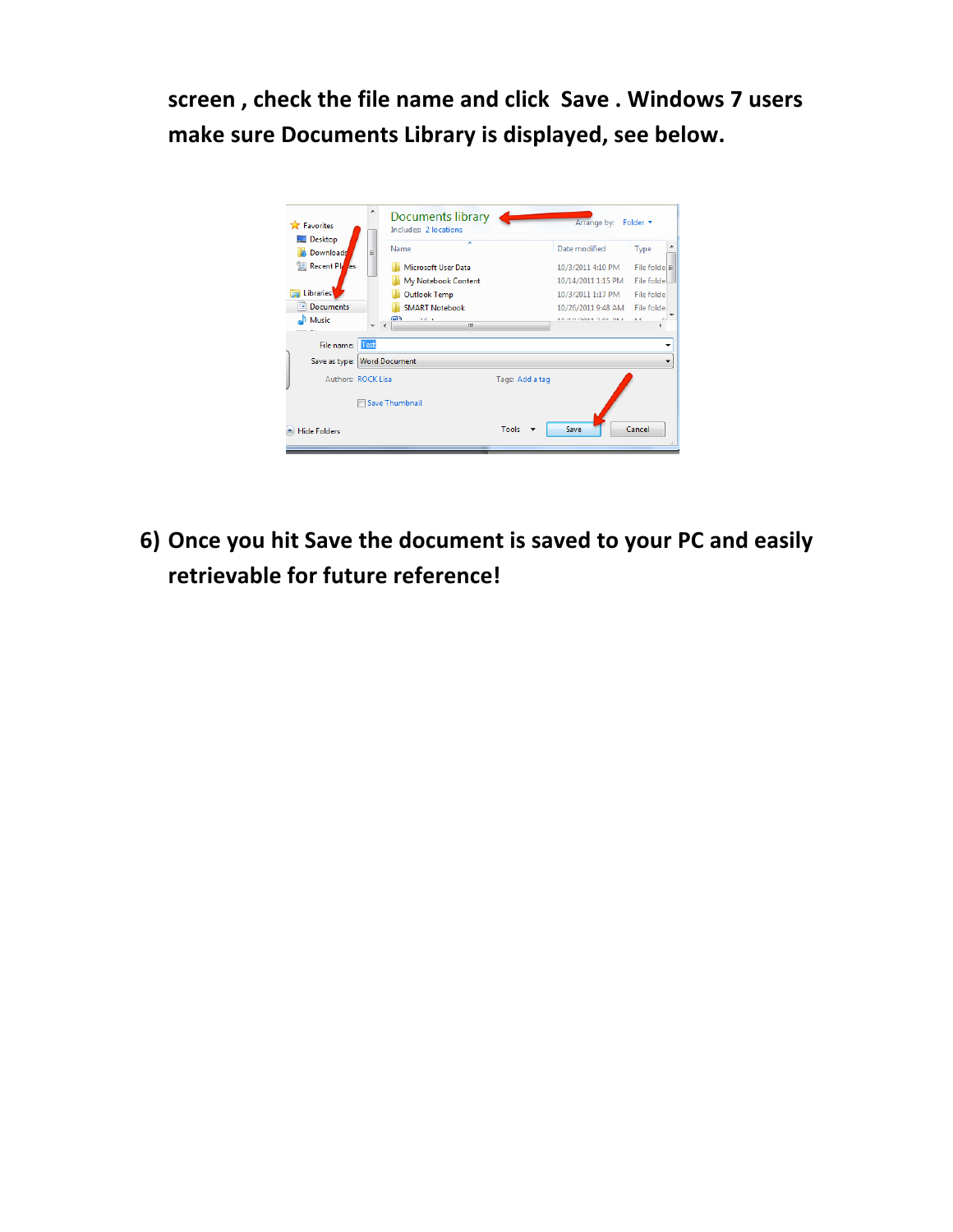**screen , check the file name and click Save . Windows 7 users make sure Documents Library is displayed, see below.**

6) **Once you hit Save the document is saved to your PC and easily retrievable for future reference!**